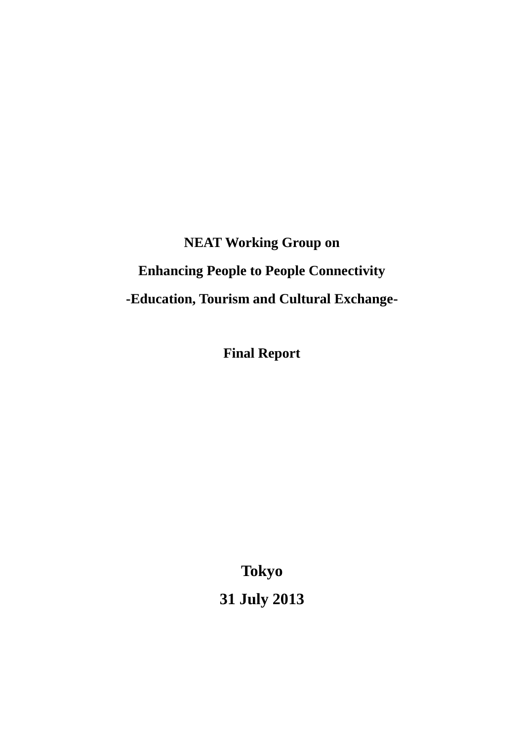# NEAT Working Group on

# Enhancing People to People Connectivity

# -Education, Tourism and Cultural Exchange-

## Final Report

**Tokyo**

**31 July 2013**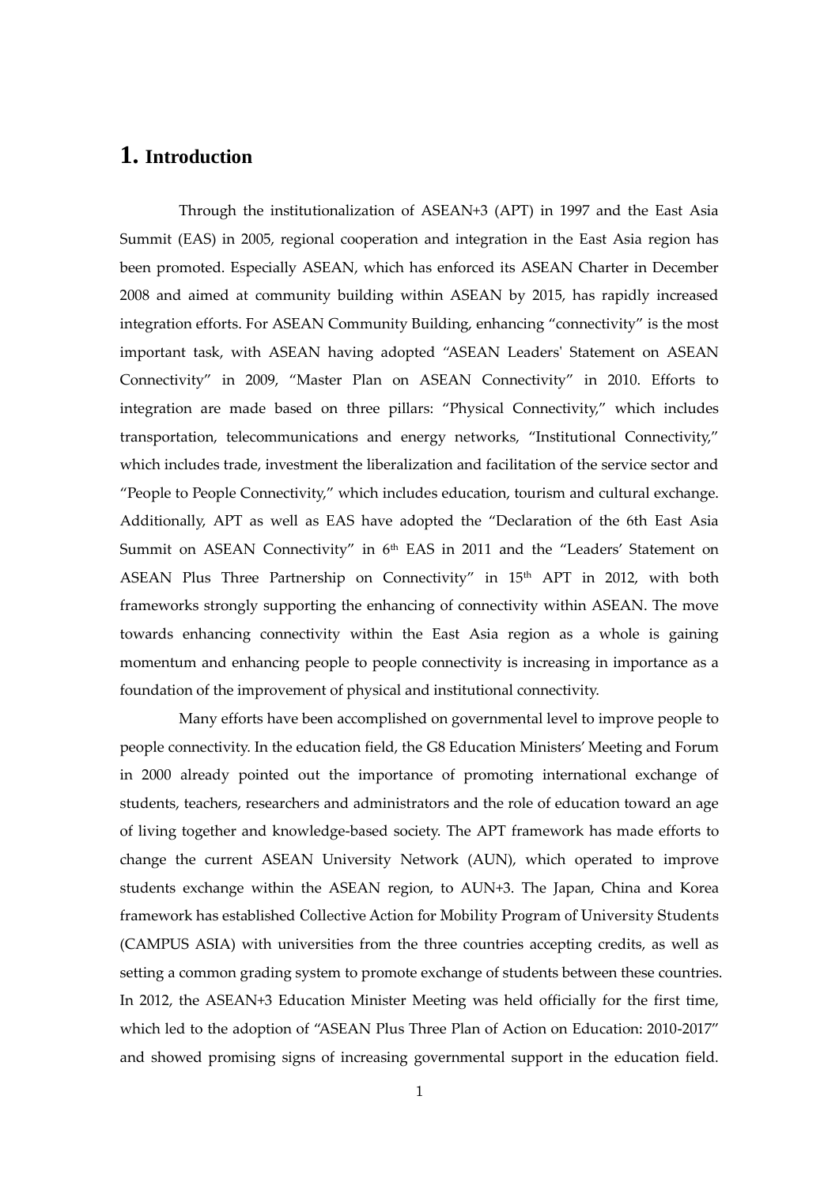# 1. Introduction

Through the institutionalization of ASEAN+3 (APT) in 1997 and the East Asia Summit (EAS) in 2005, regional cooperation and integration in the East Asia region has been promoted. Especially ASEAN, which has enforced its ASEAN Charter in December 2008 and aimed at community building within ASEAN by 2015, has rapidly increased integration efforts. For ASEAN Community Building, enhancing "connectivity" is the most important task, with ASEAN having adopted "ASEAN Leaders' Statement on ASEAN Connectivity" in 2009, "Master Plan on ASEAN Connectivity" in 2010. Efforts to integration are made based on three pillars: "Physical Connectivity," which includes transportation, telecommunications and energy networks, "Institutional Connectivity," which includes trade, investment the liberalization and facilitation of the service sector and "People to People Connectivity," which includes education, tourism and cultural exchange. Additionally, APT as well as EAS have adopted the "Declaration of the 6th East Asia Summit on ASEAN Connectivity" in 6th EAS in 2011 and the "Leaders' Statement on ASEAN Plus Three Partnership on Connectivity" in 15th APT in 2012, with both frameworks strongly supporting the enhancing of connectivity within ASEAN. The move towards enhancing connectivity within the East Asia region as a whole is gaining momentum and enhancing people to people connectivity is increasing in importance as a foundation of the improvement of physical and institutional connectivity.

Many efforts have been accomplished on governmental level to improve people to people connectivity. In the education field, the G8 Education Ministers' Meeting and Forum in 2000 already pointed out the importance of promoting international exchange of students, teachers, researchers and administrators and the role of education toward an age of living together and knowledge-based society. The APT framework has made efforts to change the current ASEAN University Network (AUN), which operated to improve students exchange within the ASEAN region, to AUN+3. The Japan, China and Korea framework has established Collective Action for Mobility Program of University Students (CAMPUS ASIA) with universities from the three countries accepting credits, as well as setting a common grading system to promote exchange of students between these countries. In 2012, the ASEAN+3 Education Minister Meeting was held officially for the first time, which led to the adoption of "ASEAN Plus Three Plan of Action on Education: 2010-2017" and showed promising signs of increasing governmental support in the education field.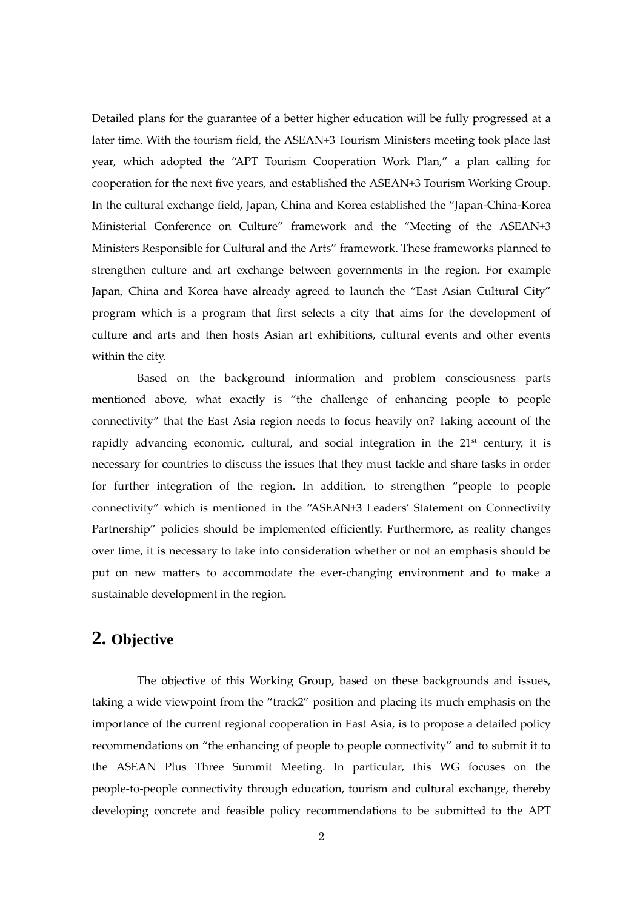Detailed plans for the guarantee of a better higher education will be fully progressed at a later time. With the tourism field, the ASEAN+3 Tourism Ministers meeting took place last year, which adopted the "APT Tourism Cooperation Work Plan," a plan calling for cooperation for the next five years, and established the ASEAN+3 Tourism Working Group. In the cultural exchange field, Japan, China and Korea established the "Japan-China-Korea Ministerial Conference on Culture" framework and the "Meeting of the ASEAN+3 Ministers Responsible for Cultural and the Arts" framework. These frameworks planned to strengthen culture and art exchange between governments in the region. For example Japan, China and Korea have already agreed to launch the "East Asian Cultural City" program which is a program that first selects a city that aims for the development of culture and arts and then hosts Asian art exhibitions, cultural events and other events within the city.

Based on the background information and problem consciousness parts mentioned above, what exactly is "the challenge of enhancing people to people connectivity" that the East Asia region needs to focus heavily on? Taking account of the rapidly advancing economic, cultural, and social integration in the 21st century, it is necessary for countries to discuss the issues that they must tackle and share tasks in order for further integration of the region. In addition, to strengthen "people to people connectivity" which is mentioned in the "ASEAN+3 Leaders' Statement on Connectivity Partnership" policies should be implemented efficiently. Furthermore, as reality changes over time, it is necessary to take into consideration whether or not an emphasis should be put on new matters to accommodate the ever-changing environment and to make a sustainable development in the region.

## 2. Objective

The objective of this Working Group, based on these backgrounds and issues, taking a wide viewpoint from the "track2" position and placing its much emphasis on the importance of the current regional cooperation in East Asia, is to propose a detailed policy recommendations on "the enhancing of people to people connectivity" and to submit it to the ASEAN Plus Three Summit Meeting. In particular, this WG focuses on the people-to-people connectivity through education, tourism and cultural exchange, thereby developing concrete and feasible policy recommendations to be submitted to the APT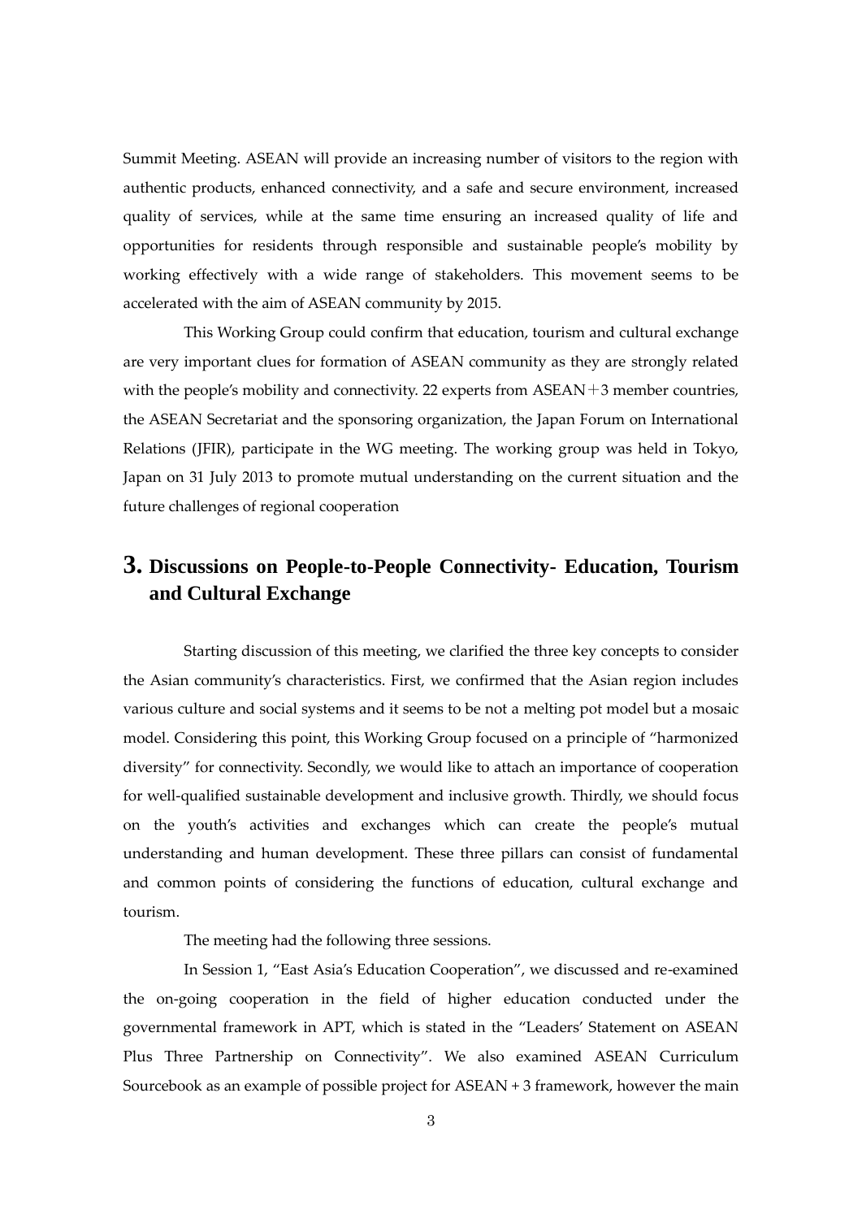Summit Meeting. ASEAN will provide an increasing number of visitors to the region with authentic products, enhanced connectivity, and a safe and secure environment, increased quality of services, while at the same time ensuring an increased quality of life and opportunities for residents through responsible and sustainable people's mobility by working effectively with a wide range of stakeholders. This movement seems to be accelerated with the aim of ASEAN community by 2015.

This Working Group could confirm that education, tourism and cultural exchange are very important clues for formation of ASEAN community as they are strongly related with the people's mobility and connectivity. 22 experts from ASEAN＋3 member countries, the ASEAN Secretariat and the sponsoring organization, the Japan Forum on International Relations (JFIR), participate in the WG meeting. The working group was held in Tokyo, Japan on 31 July 2013 to promote mutual understanding on the current situation and the future challenges of regional cooperation

## 3. Discussions on People-to-People Connectivity- Education, Tourism and Cultural Exchange

Starting discussion of this meeting, we clarified the three key concepts to consider the Asian community's characteristics. First, we confirmed that the Asian region includes various culture and social systems and it seems to be not a melting pot model but a mosaic model. Considering this point, this Working Group focused on a principle of "harmonized diversity" for connectivity. Secondly, we would like to attach an importance of cooperation for well-qualified sustainable development and inclusive growth. Thirdly, we should focus on the youth's activities and exchanges which can create the people's mutual understanding and human development. These three pillars can consist of fundamental and common points of considering the functions of education, cultural exchange and tourism.

The meeting had the following three sessions.

In Session 1, "East Asia's Education Cooperation", we discussed and re-examined the on-going cooperation in the field of higher education conducted under the governmental framework in APT, which is stated in the "Leaders' Statement on ASEAN Plus Three Partnership on Connectivity". We also examined ASEAN Curriculum Sourcebook as an example of possible project for ASEAN + 3 framework, however the main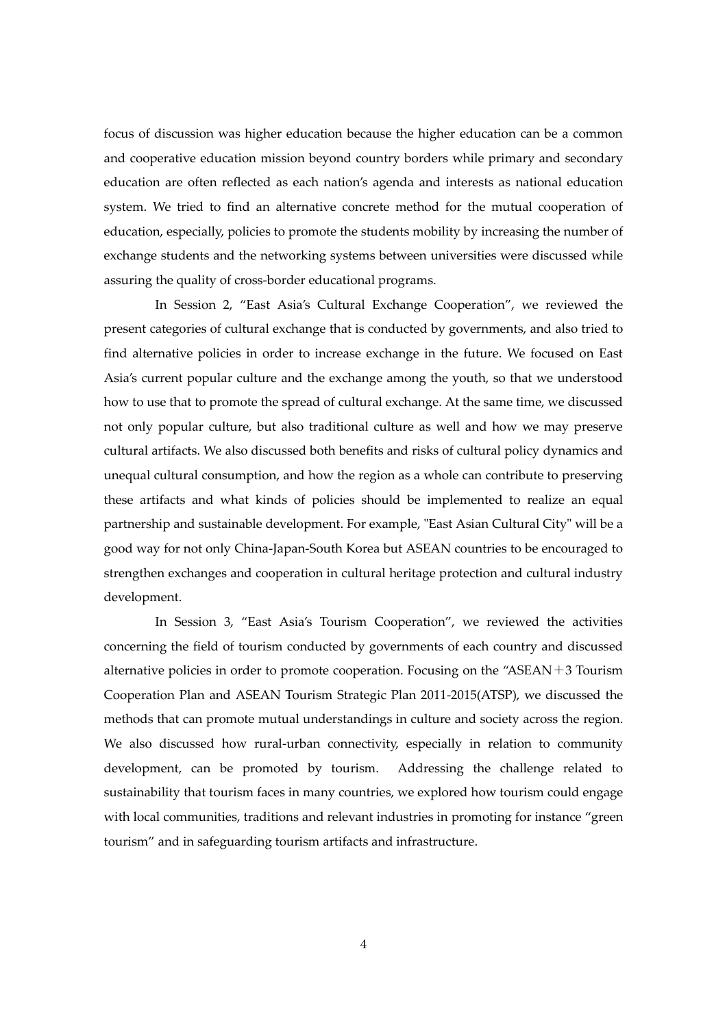focus of discussion was higher education because the higher education can be a common and cooperative education mission beyond country borders while primary and secondary education are often reflected as each nation's agenda and interests as national education system. We tried to find an alternative concrete method for the mutual cooperation of education, especially, policies to promote the students mobility by increasing the number of exchange students and the networking systems between universities were discussed while assuring the quality of cross-border educational programs.

In Session 2, "East Asia's Cultural Exchange Cooperation", we reviewed the present categories of cultural exchange that is conducted by governments, and also tried to find alternative policies in order to increase exchange in the future. We focused on East Asia's current popular culture and the exchange among the youth, so that we understood how to use that to promote the spread of cultural exchange. At the same time, we discussed not only popular culture, but also traditional culture as well and how we may preserve cultural artifacts. We also discussed both benefits and risks of cultural policy dynamics and unequal cultural consumption, and how the region as a whole can contribute to preserving these artifacts and what kinds of policies should be implemented to realize an equal partnership and sustainable development. For example, "East Asian Cultural City" will be a good way for not only China-Japan-South Korea but ASEAN countries to be encouraged to strengthen exchanges and cooperation in cultural heritage protection and cultural industry development.

In Session 3, "East Asia's Tourism Cooperation", we reviewed the activities concerning the field of tourism conducted by governments of each country and discussed alternative policies in order to promote cooperation. Focusing on the "ASEAN＋3 Tourism Cooperation Plan and ASEAN Tourism Strategic Plan 2011-2015(ATSP), we discussed the methods that can promote mutual understandings in culture and society across the region. We also discussed how rural-urban connectivity, especially in relation to community development, can be promoted by tourism. Addressing the challenge related to sustainability that tourism faces in many countries, we explored how tourism could engage with local communities, traditions and relevant industries in promoting for instance "green tourism" and in safeguarding tourism artifacts and infrastructure.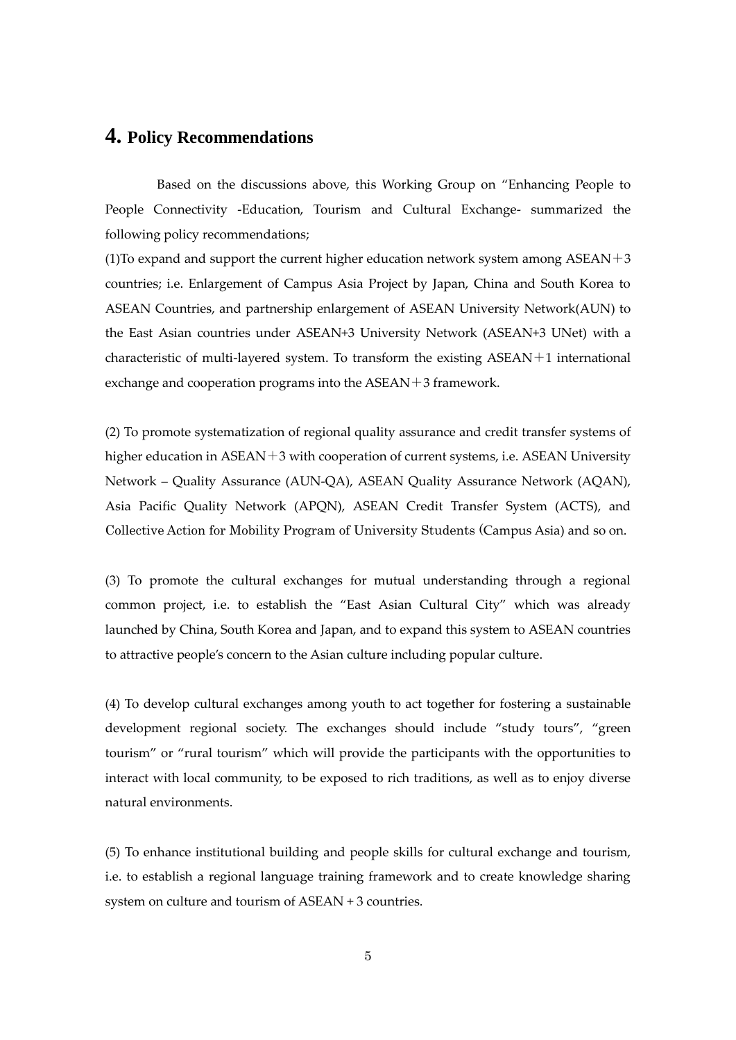# 4. Policy Recommendations

Based on the discussions above, this Working Group on "Enhancing People to People Connectivity -Education, Tourism and Cultural Exchange- summarized the following policy recommendations;

(1)To expand and support the current higher education network system among ASEAN＋3 countries; i.e. Enlargement of Campus Asia Project by Japan, China and South Korea to ASEAN Countries, and partnership enlargement of ASEAN University Network(AUN) to the East Asian countries under ASEAN+3 University Network (ASEAN+3 UNet) with a characteristic of multi-layered system. To transform the existing ASEAN＋1 international exchange and cooperation programs into the ASEAN＋3 framework.

(2) To promote systematization of regional quality assurance and credit transfer systems of higher education in ASEAN＋3 with cooperation of current systems, i.e. ASEAN University Network – Quality Assurance (AUN-QA), ASEAN Quality Assurance Network (AQAN), Asia Pacific Quality Network (APQN), ASEAN Credit Transfer System (ACTS), and Collective Action for Mobility Program of University Students (Campus Asia) and so on.

(3) To promote the cultural exchanges for mutual understanding through a regional common project, i.e. to establish the "East Asian Cultural City" which was already launched by China, South Korea and Japan, and to expand this system to ASEAN countries to attractive people's concern to the Asian culture including popular culture.

(4) To develop cultural exchanges among youth to act together for fostering a sustainable development regional society. The exchanges should include "study tours", "green tourism" or "rural tourism" which will provide the participants with the opportunities to interact with local community, to be exposed to rich traditions, as well as to enjoy diverse natural environments.

(5) To enhance institutional building and people skills for cultural exchange and tourism, i.e. to establish a regional language training framework and to create knowledge sharing system on culture and tourism of ASEAN + 3 countries.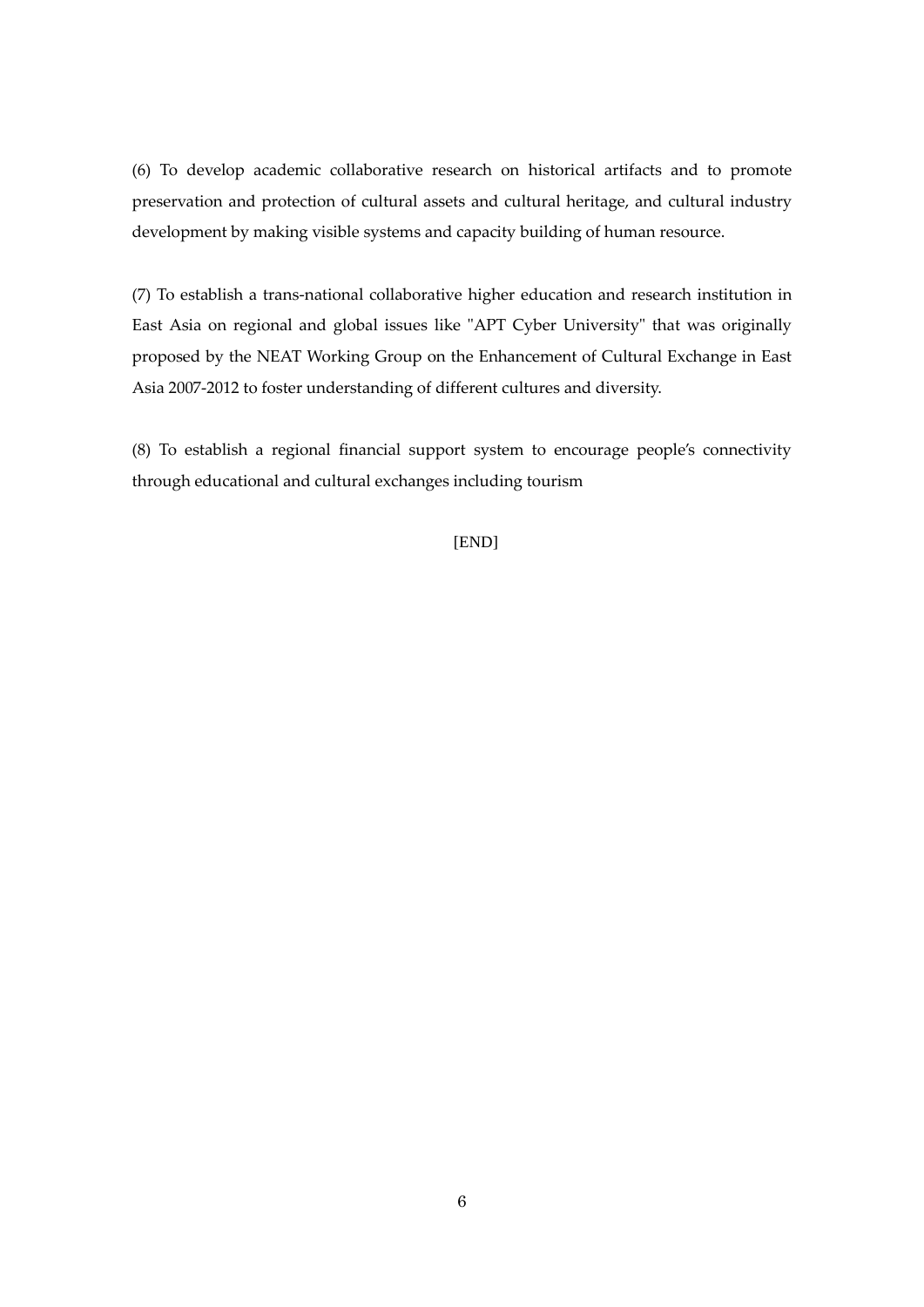(6) To develop academic collaborative research on historical artifacts and to promote preservation and protection of cultural assets and cultural heritage, and cultural industry development by making visible systems and capacity building of human resource.

(7) To establish a trans-national collaborative higher education and research institution in East Asia on regional and global issues like "APT Cyber University" that was originally proposed by the NEAT Working Group on the Enhancement of Cultural Exchange in East Asia 2007-2012 to foster understanding of different cultures and diversity.

(8) To establish a regional financial support system to encourage people's connectivity through educational and cultural exchanges including tourism

[END]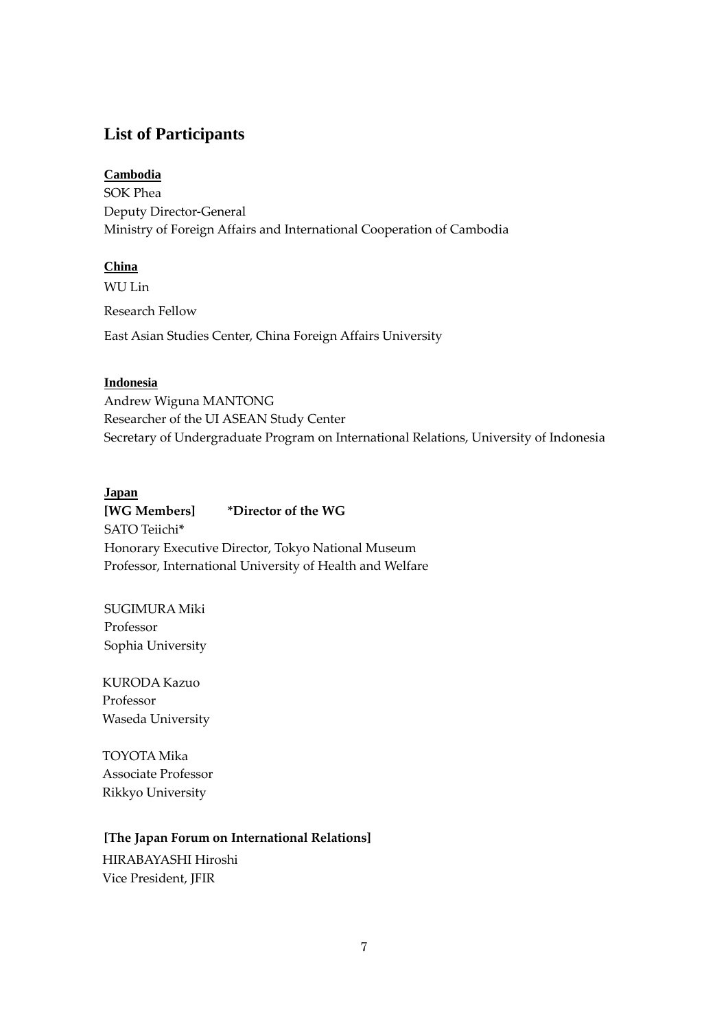## List of Participants

**Cambodia**

SOK Phea
Deputy Director-General
Ministry of Foreign Affairs and International Cooperation of Cambodia

**China**

WU Lin

Research Fellow

East Asian Studies Center, China Foreign Affairs University

**Indonesia**

Andrew Wiguna MANTONG
Researcher of the UI ASEAN Study Center
Secretary of Undergraduate Program on International Relations, University of Indonesia

**Japan**

**[WG Members]** **\*Director of the WG**

SATO Teiichi*
Honorary Executive Director, Tokyo National Museum
Professor, International University of Health and Welfare

SUGIMURA Miki
Professor
Sophia University

KURODA Kazuo
Professor
Waseda University

TOYOTA Mika
Associate Professor
Rikkyo University

**[The Japan Forum on International Relations]**

HIRABAYASHI Hiroshi
Vice President, JFIR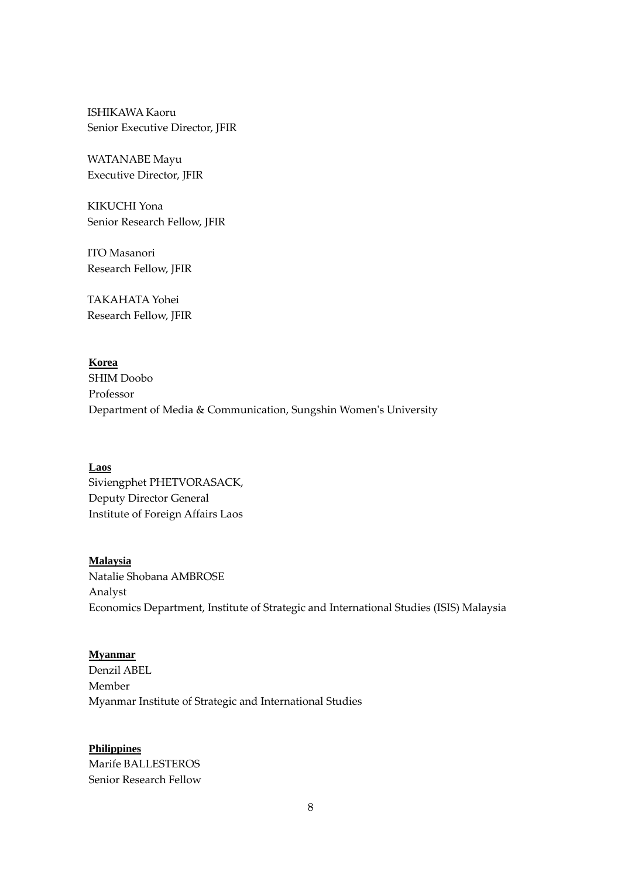ISHIKAWA Kaoru
Senior Executive Director, JFIR

WATANABE Mayu
Executive Director, JFIR

KIKUCHI Yona
Senior Research Fellow, JFIR

ITO Masanori
Research Fellow, JFIR

TAKAHATA Yohei
Research Fellow, JFIR

**Korea**

SHIM Doobo
Professor
Department of Media & Communication, Sungshin Women's University

**Laos**

Siviengphet PHETVORASACK,
Deputy Director General
Institute of Foreign Affairs Laos

**Malaysia**

Natalie Shobana AMBROSE
Analyst
Economics Department, Institute of Strategic and International Studies (ISIS) Malaysia

**Myanmar**

Denzil ABEL
Member
Myanmar Institute of Strategic and International Studies

**Philippines**

Marife BALLESTEROS
Senior Research Fellow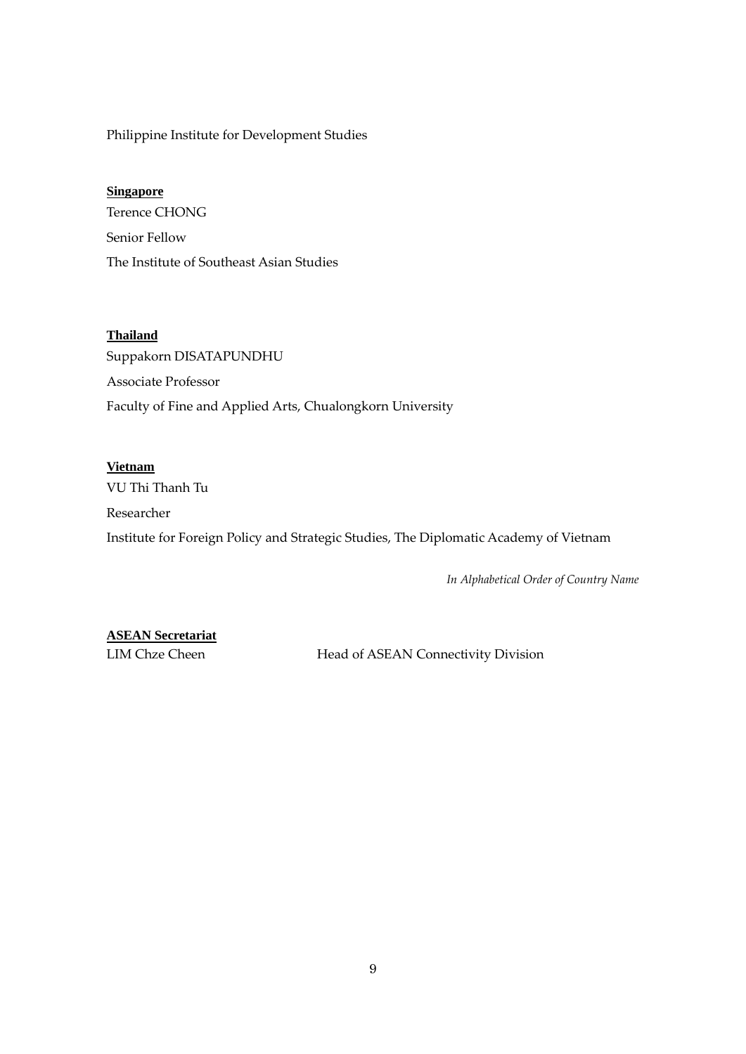Philippine Institute for Development Studies

**Singapore**

Terence CHONG

Senior Fellow

The Institute of Southeast Asian Studies

**Thailand**

Suppakorn DISATAPUNDHU

Associate Professor

Faculty of Fine and Applied Arts, Chualongkorn University

**Vietnam**

VU Thi Thanh Tu

Researcher

Institute for Foreign Policy and Strategic Studies, The Diplomatic Academy of Vietnam

*In Alphabetical Order of Country Name*

**ASEAN Secretariat**

LIM Chze Cheen Head of ASEAN Connectivity Division